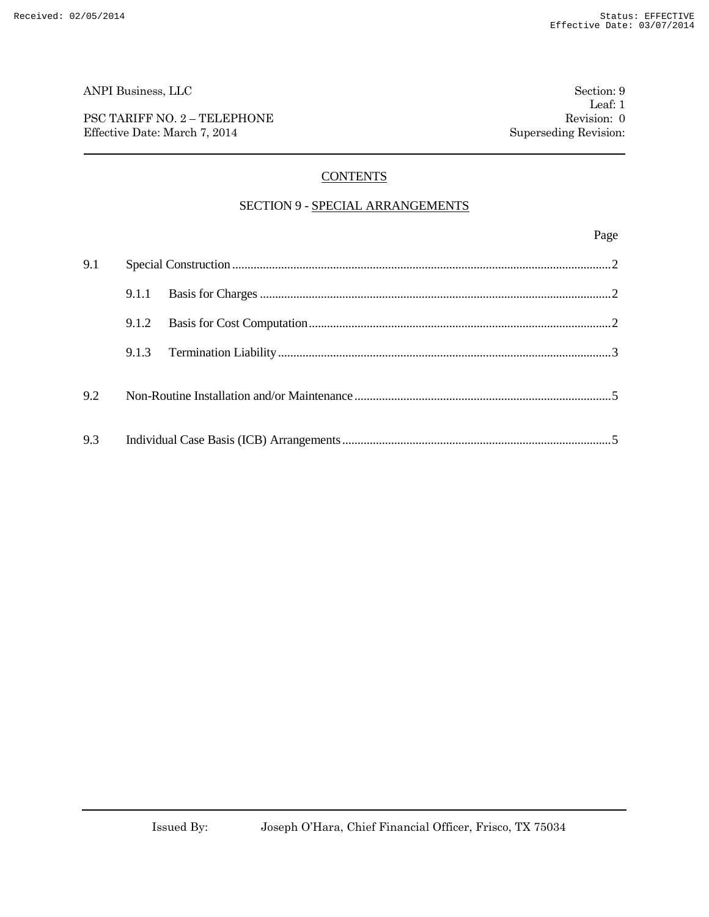## CONTENTS

## SECTION 9 - SPECIAL ARRANGEMENTS

| | | Page |
|---|---|---|
| 9.1 | Special Construction | 2 |
| | 9.1.1 Basis for Charges | 2 |
| | 9.1.2 Basis for Cost Computation | 2 |
| | 9.1.3 Termination Liability | 3 |
| 9.2 | Non-Routine Installation and/or Maintenance | 5 |
| 9.3 | Individual Case Basis (ICB) Arrangements | 5 |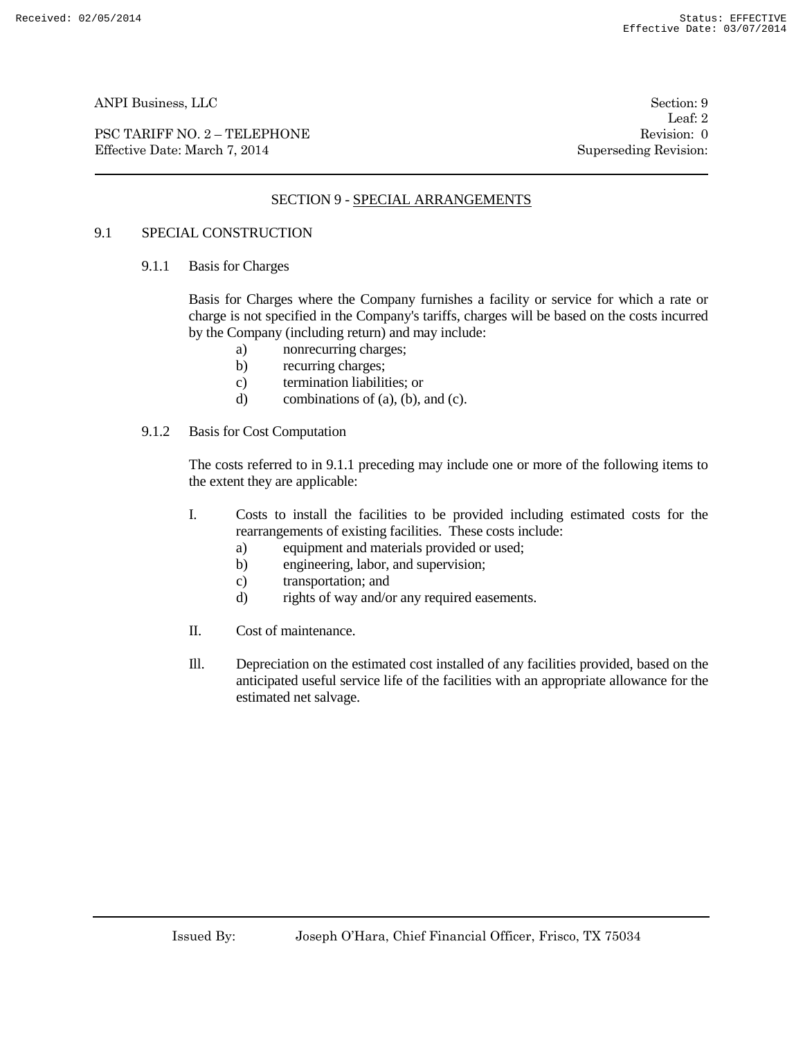## SECTION 9 - SPECIAL ARRANGEMENTS

### 9.1 SPECIAL CONSTRUCTION

#### 9.1.1 Basis for Charges

Basis for Charges where the Company furnishes a facility or service for which a rate or charge is not specified in the Company's tariffs, charges will be based on the costs incurred by the Company (including return) and may include:

- a) nonrecurring charges;
- b) recurring charges;
- c) termination liabilities; or
- d) combinations of (a), (b), and (c).

#### 9.1.2 Basis for Cost Computation

The costs referred to in 9.1.1 preceding may include one or more of the following items to the extent they are applicable:

I. Costs to install the facilities to be provided including estimated costs for the rearrangements of existing facilities. These costs include:

- a) equipment and materials provided or used;
- b) engineering, labor, and supervision;
- c) transportation; and
- d) rights of way and/or any required easements.

II. Cost of maintenance.

Ill. Depreciation on the estimated cost installed of any facilities provided, based on the anticipated useful service life of the facilities with an appropriate allowance for the estimated net salvage.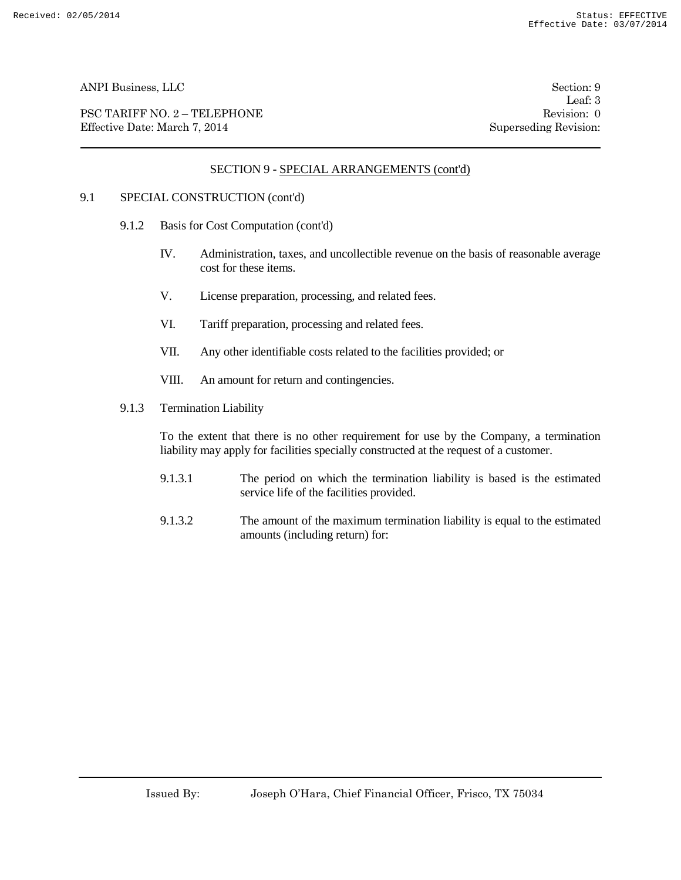## SECTION 9 - SPECIAL ARRANGEMENTS (cont'd)

### 9.1 SPECIAL CONSTRUCTION (cont'd)

#### 9.1.2 Basis for Cost Computation (cont'd)

IV. Administration, taxes, and uncollectible revenue on the basis of reasonable average cost for these items.

V. License preparation, processing, and related fees.

VI. Tariff preparation, processing and related fees.

VII. Any other identifiable costs related to the facilities provided; or

VIII. An amount for return and contingencies.

#### 9.1.3 Termination Liability

To the extent that there is no other requirement for use by the Company, a termination liability may apply for facilities specially constructed at the request of a customer.

9.1.3.1 The period on which the termination liability is based is the estimated service life of the facilities provided.

9.1.3.2 The amount of the maximum termination liability is equal to the estimated amounts (including return) for: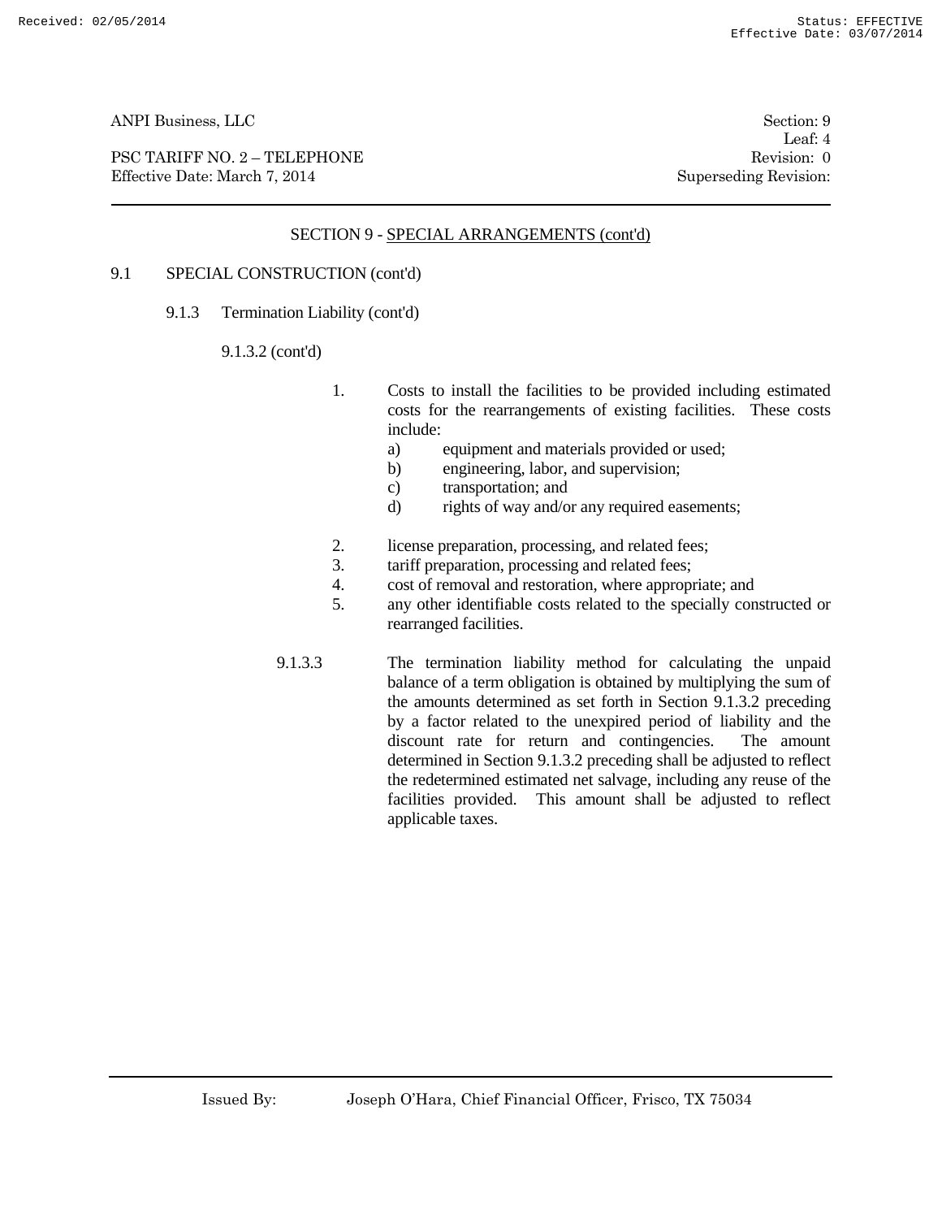## SECTION 9 - SPECIAL ARRANGEMENTS (cont'd)

9.1 SPECIAL CONSTRUCTION (cont'd)

9.1.3 Termination Liability (cont'd)

9.1.3.2 (cont'd)

1. Costs to install the facilities to be provided including estimated costs for the rearrangements of existing facilities. These costs include:
   a) equipment and materials provided or used;
   b) engineering, labor, and supervision;
   c) transportation; and
   d) rights of way and/or any required easements;
2. license preparation, processing, and related fees;
3. tariff preparation, processing and related fees;
4. cost of removal and restoration, where appropriate; and
5. any other identifiable costs related to the specially constructed or rearranged facilities.

9.1.3.3 The termination liability method for calculating the unpaid balance of a term obligation is obtained by multiplying the sum of the amounts determined as set forth in Section 9.1.3.2 preceding by a factor related to the unexpired period of liability and the discount rate for return and contingencies. The amount determined in Section 9.1.3.2 preceding shall be adjusted to reflect the redetermined estimated net salvage, including any reuse of the facilities provided. This amount shall be adjusted to reflect applicable taxes.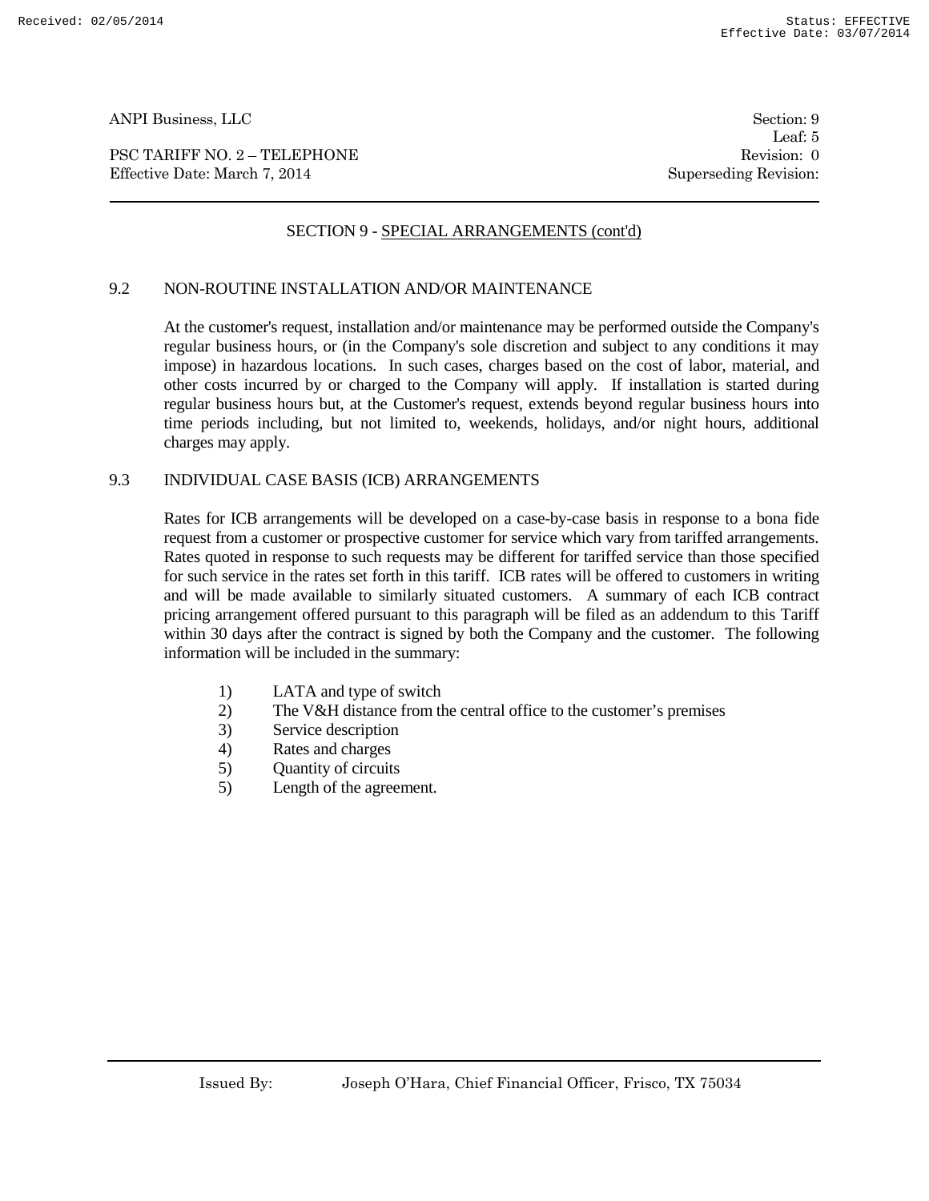## SECTION 9 - SPECIAL ARRANGEMENTS (cont'd)

### 9.2 NON-ROUTINE INSTALLATION AND/OR MAINTENANCE

At the customer's request, installation and/or maintenance may be performed outside the Company's regular business hours, or (in the Company's sole discretion and subject to any conditions it may impose) in hazardous locations. In such cases, charges based on the cost of labor, material, and other costs incurred by or charged to the Company will apply. If installation is started during regular business hours but, at the Customer's request, extends beyond regular business hours into time periods including, but not limited to, weekends, holidays, and/or night hours, additional charges may apply.

### 9.3 INDIVIDUAL CASE BASIS (ICB) ARRANGEMENTS

Rates for ICB arrangements will be developed on a case-by-case basis in response to a bona fide request from a customer or prospective customer for service which vary from tariffed arrangements. Rates quoted in response to such requests may be different for tariffed service than those specified for such service in the rates set forth in this tariff. ICB rates will be offered to customers in writing and will be made available to similarly situated customers. A summary of each ICB contract pricing arrangement offered pursuant to this paragraph will be filed as an addendum to this Tariff within 30 days after the contract is signed by both the Company and the customer. The following information will be included in the summary:

1) LATA and type of switch
2) The V&H distance from the central office to the customer's premises
3) Service description
4) Rates and charges
5) Quantity of circuits
5) Length of the agreement.